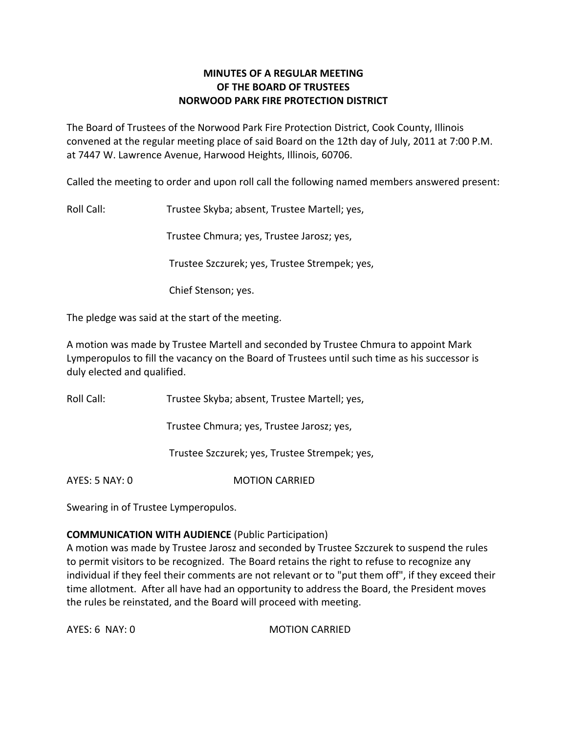**MINUTES OF A REGULAR MEETING**
**OF THE BOARD OF TRUSTEES**
**NORWOOD PARK FIRE PROTECTION DISTRICT**

The Board of Trustees of the Norwood Park Fire Protection District, Cook County, Illinois convened at the regular meeting place of said Board on the 12th day of July, 2011 at 7:00 P.M. at 7447 W. Lawrence Avenue, Harwood Heights, Illinois, 60706.

Called the meeting to order and upon roll call the following named members answered present:

Roll Call: Trustee Skyba; absent, Trustee Martell; yes,

Trustee Chmura; yes, Trustee Jarosz; yes,

Trustee Szczurek; yes, Trustee Strempek; yes,

Chief Stenson; yes.

The pledge was said at the start of the meeting.

A motion was made by Trustee Martell and seconded by Trustee Chmura to appoint Mark Lymperopulos to fill the vacancy on the Board of Trustees until such time as his successor is duly elected and qualified.

Roll Call: Trustee Skyba; absent, Trustee Martell; yes,

Trustee Chmura; yes, Trustee Jarosz; yes,

Trustee Szczurek; yes, Trustee Strempek; yes,

AYES: 5 NAY: 0 MOTION CARRIED

Swearing in of Trustee Lymperopulos.

**COMMUNICATION WITH AUDIENCE** (Public Participation)
A motion was made by Trustee Jarosz and seconded by Trustee Szczurek to suspend the rules to permit visitors to be recognized. The Board retains the right to refuse to recognize any individual if they feel their comments are not relevant or to "put them off", if they exceed their time allotment. After all have had an opportunity to address the Board, the President moves the rules be reinstated, and the Board will proceed with meeting.

AYES: 6 NAY: 0 MOTION CARRIED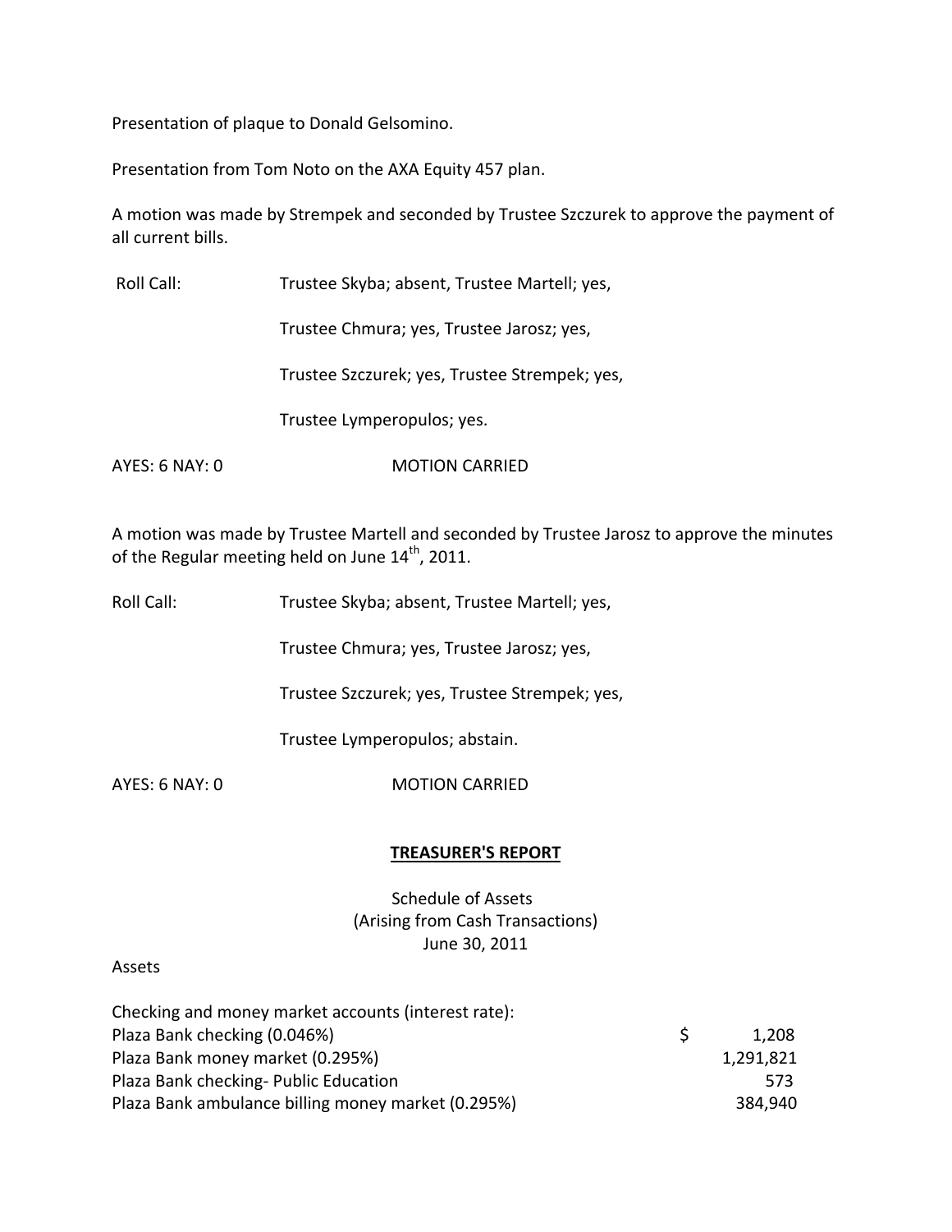Presentation of plaque to Donald Gelsomino.

Presentation from Tom Noto on the AXA Equity 457 plan.

A motion was made by Strempek and seconded by Trustee Szczurek to approve the payment of all current bills.

Roll Call: Trustee Skyba; absent, Trustee Martell; yes,

Trustee Chmura; yes, Trustee Jarosz; yes,

Trustee Szczurek; yes, Trustee Strempek; yes,

Trustee Lymperopulos; yes.

AYES: 6 NAY: 0 MOTION CARRIED

A motion was made by Trustee Martell and seconded by Trustee Jarosz to approve the minutes of the Regular meeting held on June 14th, 2011.

Roll Call: Trustee Skyba; absent, Trustee Martell; yes,

Trustee Chmura; yes, Trustee Jarosz; yes,

Trustee Szczurek; yes, Trustee Strempek; yes,

Trustee Lymperopulos; abstain.

AYES: 6 NAY: 0 MOTION CARRIED

## TREASURER'S REPORT

Schedule of Assets
(Arising from Cash Transactions)
June 30, 2011

Assets

| Checking and money market accounts (interest rate): | |
|---|---|
| Plaza Bank checking (0.046%) | $ 1,208 |
| Plaza Bank money market (0.295%) | 1,291,821 |
| Plaza Bank checking- Public Education | 573 |
| Plaza Bank ambulance billing money market (0.295%) | 384,940 |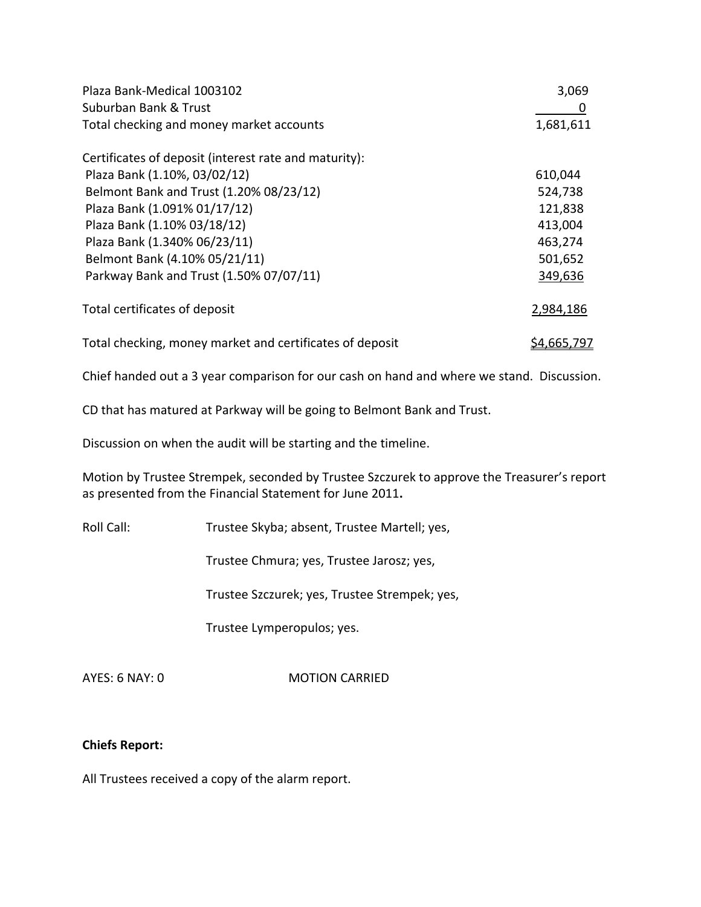| | |
|---|---|
| Plaza Bank-Medical 1003102 | 3,069 |
| Suburban Bank & Trust | 0 |
| Total checking and money market accounts | 1,681,611 |

| | |
|---|---|
| Certificates of deposit (interest rate and maturity): | |
| Plaza Bank (1.10%, 03/02/12) | 610,044 |
| Belmont Bank and Trust (1.20% 08/23/12) | 524,738 |
| Plaza Bank (1.091% 01/17/12) | 121,838 |
| Plaza Bank (1.10% 03/18/12) | 413,004 |
| Plaza Bank (1.340% 06/23/11) | 463,274 |
| Belmont Bank (4.10% 05/21/11) | 501,652 |
| Parkway Bank and Trust (1.50% 07/07/11) | 349,636 |
| Total certificates of deposit | 2,984,186 |
| Total checking, money market and certificates of deposit | $4,665,797 |

Chief handed out a 3 year comparison for our cash on hand and where we stand. Discussion.

CD that has matured at Parkway will be going to Belmont Bank and Trust.

Discussion on when the audit will be starting and the timeline.

Motion by Trustee Strempek, seconded by Trustee Szczurek to approve the Treasurer's report as presented from the Financial Statement for June 2011**.**

Roll Call: Trustee Skyba; absent, Trustee Martell; yes,

Trustee Chmura; yes, Trustee Jarosz; yes,

Trustee Szczurek; yes, Trustee Strempek; yes,

Trustee Lymperopulos; yes.

AYES: 6 NAY: 0 MOTION CARRIED

**Chiefs Report:**

All Trustees received a copy of the alarm report.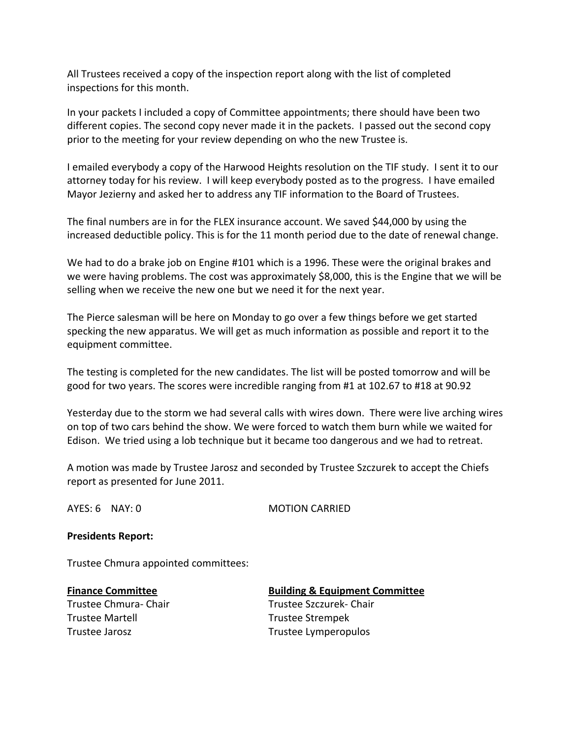All Trustees received a copy of the inspection report along with the list of completed inspections for this month.

In your packets I included a copy of Committee appointments; there should have been two different copies. The second copy never made it in the packets. I passed out the second copy prior to the meeting for your review depending on who the new Trustee is.

I emailed everybody a copy of the Harwood Heights resolution on the TIF study. I sent it to our attorney today for his review. I will keep everybody posted as to the progress. I have emailed Mayor Jezierny and asked her to address any TIF information to the Board of Trustees.

The final numbers are in for the FLEX insurance account. We saved $44,000 by using the increased deductible policy. This is for the 11 month period due to the date of renewal change.

We had to do a brake job on Engine #101 which is a 1996. These were the original brakes and we were having problems. The cost was approximately $8,000, this is the Engine that we will be selling when we receive the new one but we need it for the next year.

The Pierce salesman will be here on Monday to go over a few things before we get started specking the new apparatus. We will get as much information as possible and report it to the equipment committee.

The testing is completed for the new candidates. The list will be posted tomorrow and will be good for two years. The scores were incredible ranging from #1 at 102.67 to #18 at 90.92

Yesterday due to the storm we had several calls with wires down. There were live arching wires on top of two cars behind the show. We were forced to watch them burn while we waited for Edison. We tried using a lob technique but it became too dangerous and we had to retreat.

A motion was made by Trustee Jarosz and seconded by Trustee Szczurek to accept the Chiefs report as presented for June 2011.

AYES: 6 NAY: 0 MOTION CARRIED

**Presidents Report:**

Trustee Chmura appointed committees:

**Finance Committee**

Trustee Chmura- Chair
Trustee Martell
Trustee Jarosz

**Building & Equipment Committee**

Trustee Szczurek- Chair
Trustee Strempek
Trustee Lymperopulos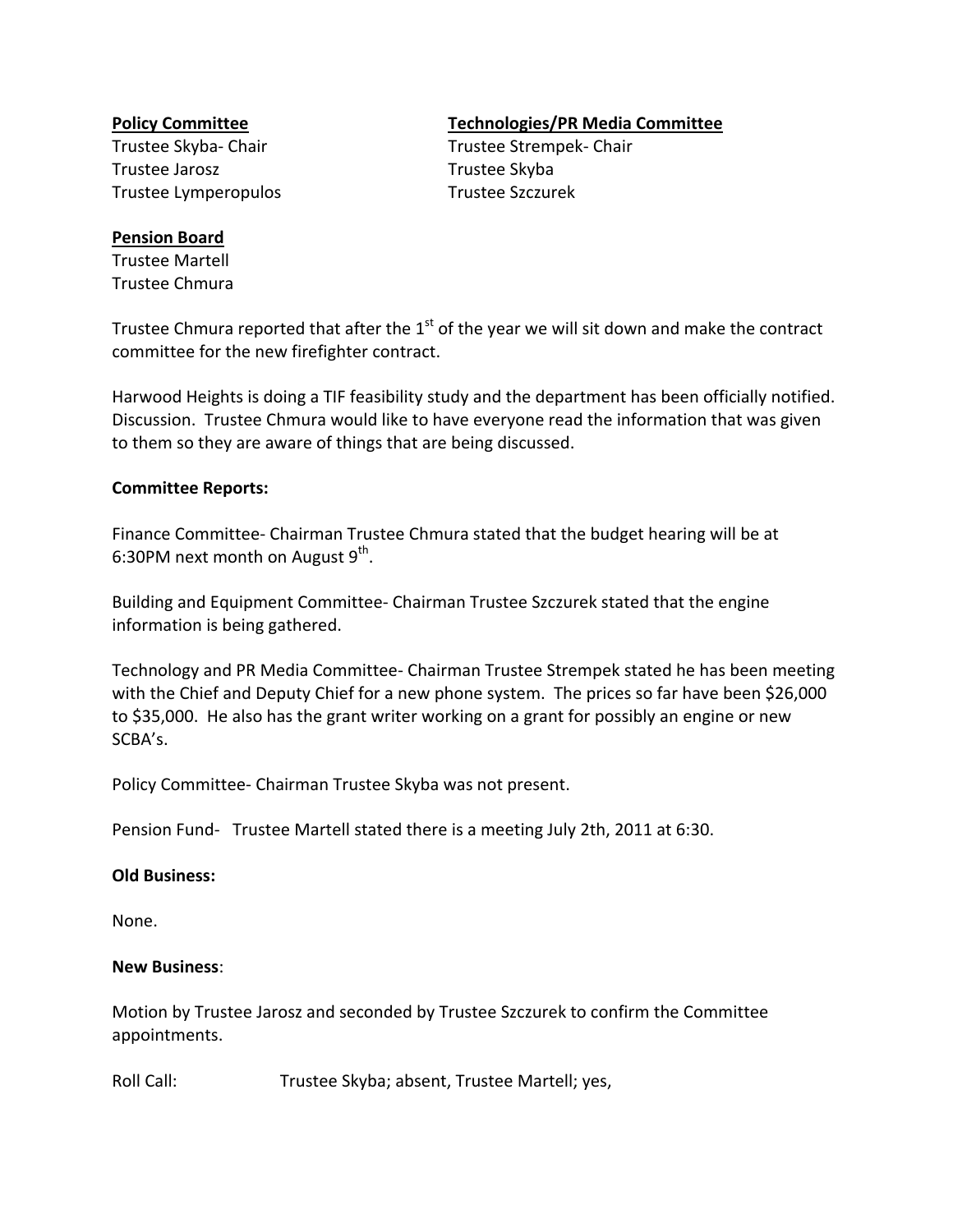**Policy Committee**
Trustee Skyba- Chair
Trustee Jarosz
Trustee Lymperopulos

**Technologies/PR Media Committee**
Trustee Strempek- Chair
Trustee Skyba
Trustee Szczurek

**Pension Board**
Trustee Martell
Trustee Chmura

Trustee Chmura reported that after the 1st of the year we will sit down and make the contract committee for the new firefighter contract.

Harwood Heights is doing a TIF feasibility study and the department has been officially notified. Discussion. Trustee Chmura would like to have everyone read the information that was given to them so they are aware of things that are being discussed.

**Committee Reports:**

Finance Committee- Chairman Trustee Chmura stated that the budget hearing will be at 6:30PM next month on August 9th.

Building and Equipment Committee- Chairman Trustee Szczurek stated that the engine information is being gathered.

Technology and PR Media Committee- Chairman Trustee Strempek stated he has been meeting with the Chief and Deputy Chief for a new phone system. The prices so far have been $26,000 to $35,000. He also has the grant writer working on a grant for possibly an engine or new SCBA's.

Policy Committee- Chairman Trustee Skyba was not present.

Pension Fund- Trustee Martell stated there is a meeting July 2th, 2011 at 6:30.

**Old Business:**

None.

**New Business**:

Motion by Trustee Jarosz and seconded by Trustee Szczurek to confirm the Committee appointments.

Roll Call: Trustee Skyba; absent, Trustee Martell; yes,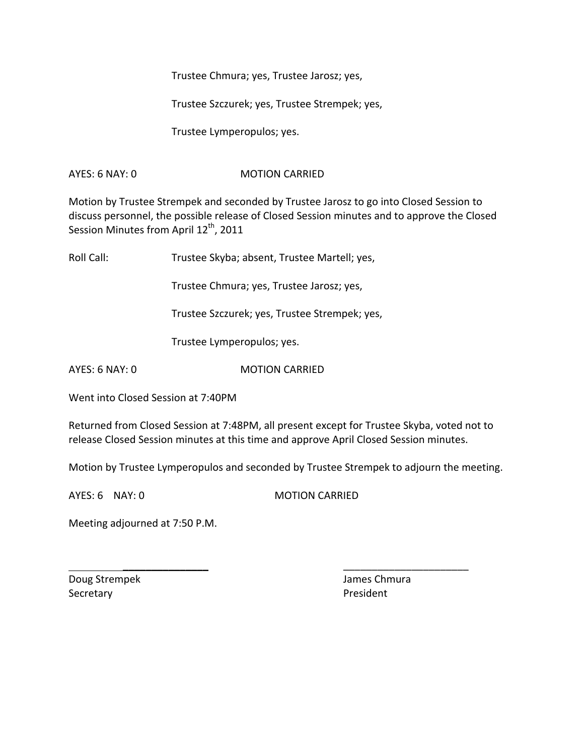Trustee Chmura; yes, Trustee Jarosz; yes,

Trustee Szczurek; yes, Trustee Strempek; yes,

Trustee Lymperopulos; yes.

AYES: 6 NAY: 0 MOTION CARRIED

Motion by Trustee Strempek and seconded by Trustee Jarosz to go into Closed Session to discuss personnel, the possible release of Closed Session minutes and to approve the Closed Session Minutes from April 12th, 2011

Roll Call: Trustee Skyba; absent, Trustee Martell; yes,

Trustee Chmura; yes, Trustee Jarosz; yes,

Trustee Szczurek; yes, Trustee Strempek; yes,

Trustee Lymperopulos; yes.

AYES: 6 NAY: 0 MOTION CARRIED

Went into Closed Session at 7:40PM

Returned from Closed Session at 7:48PM, all present except for Trustee Skyba, voted not to release Closed Session minutes at this time and approve April Closed Session minutes.

Motion by Trustee Lymperopulos and seconded by Trustee Strempek to adjourn the meeting.

AYES: 6 NAY: 0 MOTION CARRIED

Meeting adjourned at 7:50 P.M.

\_\_\_\_\_\_\_\_\_\_\_\_\_\_\_\_\_\_\_\_\_\_\_\_ \_\_\_\_\_\_\_\_\_\_\_\_\_\_\_\_\_\_\_\_\_\_\_\_

Doug Strempek
Secretary

James Chmura
President